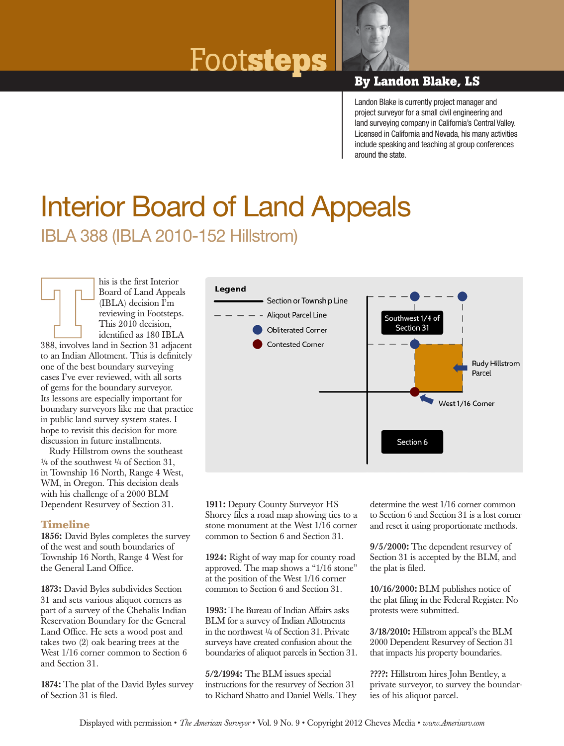# Footsteps

**By Landon Blake, LS**

Landon Blake is currently project manager and project surveyor for a small civil engineering and land surveying company in California's Central Valley. Licensed in California and Nevada, his many activities include speaking and teaching at group conferences around the state.

# Interior Board of Land Appeals

## IBLA 388 (IBLA 2010-152 Hillstrom)

This is the first Interior Board of Land Appeals (IBLA) decision I'm reviewing in Footsteps. This 2010 decision, identified as 180 IBLA 388, involves land in Section 31 adjacent to an Indian Allotment. This is definitely one of the best boundary surveying cases I've ever reviewed, with all sorts of gems for the boundary surveyor. Its lessons are especially important for boundary surveyors like me that practice in public land survey system states. I hope to revisit this decision for more discussion in future installments.

Rudy Hillstrom owns the southeast ¼ of the southwest ¼ of Section 31, in Township 16 North, Range 4 West, WM, in Oregon. This decision deals with his challenge of a 2000 BLM Dependent Resurvey of Section 31.

Legend: Section or Township Line; Aliqout Parcel Line; Obliterated Corner; Contested Corner. Labels: Southwest 1/4 of Section 31; Rudy Hillstrom Parcel; West 1/16 Corner; Section 6

### Timeline

**1856:** David Byles completes the survey of the west and south boundaries of Township 16 North, Range 4 West for the General Land Office.

**1873:** David Byles subdivides Section 31 and sets various aliquot corners as part of a survey of the Chehalis Indian Reservation Boundary for the General Land Office. He sets a wood post and takes two (2) oak bearing trees at the West 1/16 corner common to Section 6 and Section 31.

**1874:** The plat of the David Byles survey of Section 31 is filed.

**1911:** Deputy County Surveyor HS Shorey files a road map showing ties to a stone monument at the West 1/16 corner common to Section 6 and Section 31.

**1924:** Right of way map for county road approved. The map shows a "1/16 stone" at the position of the West 1/16 corner common to Section 6 and Section 31.

**1993:** The Bureau of Indian Affairs asks BLM for a survey of Indian Allotments in the northwest ¼ of Section 31. Private surveys have created confusion about the boundaries of aliquot parcels in Section 31.

**5/2/1994:** The BLM issues special instructions for the resurvey of Section 31 to Richard Shatto and Daniel Wells. They determine the west 1/16 corner common to Section 6 and Section 31 is a lost corner and reset it using proportionate methods.

**9/5/2000:** The dependent resurvey of Section 31 is accepted by the BLM, and the plat is filed.

**10/16/2000:** BLM publishes notice of the plat filing in the Federal Register. No protests were submitted.

**3/18/2010:** Hillstrom appeal's the BLM 2000 Dependent Resurvey of Section 31 that impacts his property boundaries.

**????:** Hillstrom hires John Bentley, a private surveyor, to survey the boundaries of his aliquot parcel.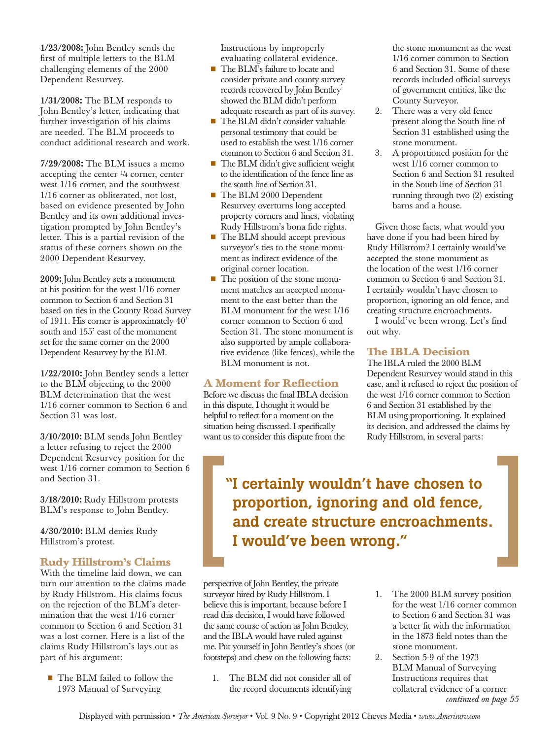**1/23/2008:** John Bentley sends the first of multiple letters to the BLM challenging elements of the 2000 Dependent Resurvey.

**1/31/2008:** The BLM responds to John Bentley's letter, indicating that further investigation of his claims are needed. The BLM proceeds to conduct additional research and work.

**7/29/2008:** The BLM issues a memo accepting the center ¼ corner, center west 1/16 corner, and the southwest 1/16 corner as obliterated, not lost, based on evidence presented by John Bentley and its own additional investigation prompted by John Bentley's letter. This is a partial revision of the status of these corners shown on the 2000 Dependent Resurvey.

**2009:** John Bentley sets a monument at his position for the west 1/16 corner common to Section 6 and Section 31 based on ties in the County Road Survey of 1911. His corner is approximately 40' south and 155' east of the monument set for the same corner on the 2000 Dependent Resurvey by the BLM.

**1/22/2010:** John Bentley sends a letter to the BLM objecting to the 2000 BLM determination that the west 1/16 corner common to Section 6 and Section 31 was lost.

**3/10/2010:** BLM sends John Bentley a letter refusing to reject the 2000 Dependent Resurvey position for the west 1/16 corner common to Section 6 and Section 31.

**3/18/2010:** Rudy Hillstrom protests BLM's response to John Bentley.

**4/30/2010:** BLM denies Rudy Hillstrom's protest.

## Rudy Hillstrom's Claims

With the timeline laid down, we can turn our attention to the claims made by Rudy Hillstrom. His claims focus on the rejection of the BLM's determination that the west 1/16 corner common to Section 6 and Section 31 was a lost corner. Here is a list of the claims Rudy Hillstrom's lays out as part of his argument:

- The BLM failed to follow the 1973 Manual of Surveying Instructions by improperly evaluating collateral evidence.
- The BLM's failure to locate and consider private and county survey records recovered by John Bentley showed the BLM didn't perform adequate research as part of its survey.
- The BLM didn't consider valuable personal testimony that could be used to establish the west 1/16 corner common to Section 6 and Section 31.
- The BLM didn't give sufficient weight to the identification of the fence line as the south line of Section 31.
- The BLM 2000 Dependent Resurvey overturns long accepted property corners and lines, violating Rudy Hillstrom's bona fide rights.
- The BLM should accept previous surveyor's ties to the stone monument as indirect evidence of the original corner location.
- The position of the stone monument matches an accepted monument to the east better than the BLM monument for the west 1/16 corner common to Section 6 and Section 31. The stone monument is also supported by ample collaborative evidence (like fences), while the BLM monument is not.

## A Moment for Reflection

Before we discuss the final IBLA decision in this dispute, I thought it would be helpful to reflect for a moment on the situation being discussed. I specifically want us to consider this dispute from the perspective of John Bentley, the private surveyor hired by Rudy Hillstrom. I believe this is important, because before I read this decision, I would have followed the same course of action as John Bentley, and the IBLA would have ruled against me. Put yourself in John Bentley's shoes (or footsteps) and chew on the following facts:

1. The BLM did not consider all of the record documents identifying the stone monument as the west 1/16 corner common to Section 6 and Section 31. Some of these records included official surveys of government entities, like the County Surveyor.
2. There was a very old fence present along the South line of Section 31 established using the stone monument.
3. A proportioned position for the west 1/16 corner common to Section 6 and Section 31 resulted in the South line of Section 31 running through two (2) existing barns and a house.

Given those facts, what would you have done if you had been hired by Rudy Hillstrom? I certainly would've accepted the stone monument as the location of the west 1/16 corner common to Section 6 and Section 31. I certainly wouldn't have chosen to proportion, ignoring an old fence, and creating structure encroachments.

I would've been wrong. Let's find out why.

> **"I certainly wouldn't have chosen to proportion, ignoring and old fence, and create structure encroachments. I would've been wrong."**

## The IBLA Decision

The IBLA ruled the 2000 BLM Dependent Resurvey would stand in this case, and it refused to reject the position of the west 1/16 corner common to Section 6 and Section 31 established by the BLM using proportioning. It explained its decision, and addressed the claims by Rudy Hillstrom, in several parts:

1. The 2000 BLM survey position for the west 1/16 corner common to Section 6 and Section 31 was a better fit with the information in the 1873 field notes than the stone monument.
2. Section 5-9 of the 1973 BLM Manual of Surveying Instructions requires that collateral evidence of a corner

*continued on page 55*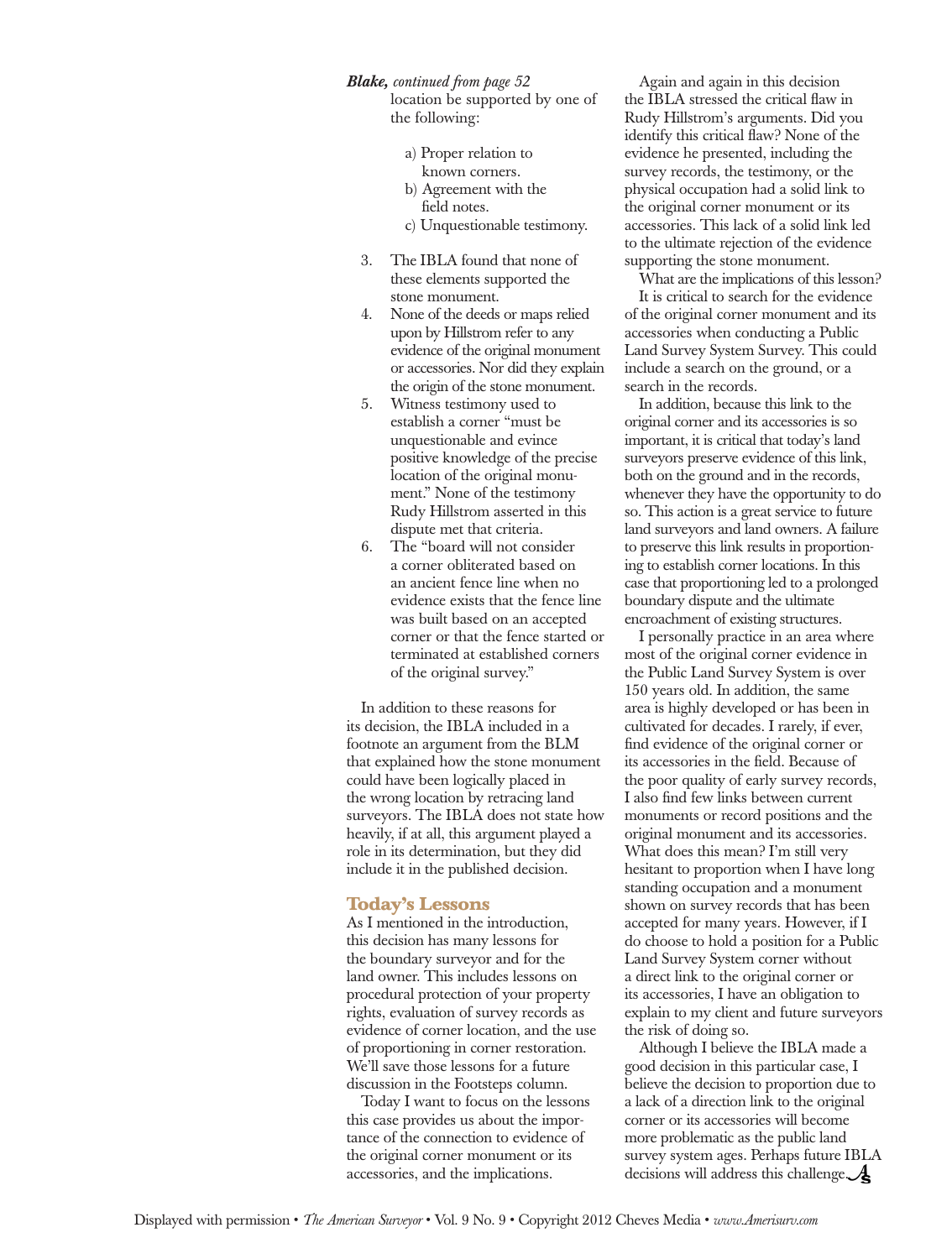*Blake, continued from page 52*

location be supported by one of the following:

a) Proper relation to known corners.
b) Agreement with the field notes.
c) Unquestionable testimony.

3. The IBLA found that none of these elements supported the stone monument.
4. None of the deeds or maps relied upon by Hillstrom refer to any evidence of the original monument or accessories. Nor did they explain the origin of the stone monument.
5. Witness testimony used to establish a corner "must be unquestionable and evince positive knowledge of the precise location of the original monument." None of the testimony Rudy Hillstrom asserted in this dispute met that criteria.
6. The "board will not consider a corner obliterated based on an ancient fence line when no evidence exists that the fence line was built based on an accepted corner or that the fence started or terminated at established corners of the original survey."

In addition to these reasons for its decision, the IBLA included in a footnote an argument from the BLM that explained how the stone monument could have been logically placed in the wrong location by retracing land surveyors. The IBLA does not state how heavily, if at all, this argument played a role in its determination, but they did include it in the published decision.

## Today's Lessons

As I mentioned in the introduction, this decision has many lessons for the boundary surveyor and for the land owner. This includes lessons on procedural protection of your property rights, evaluation of survey records as evidence of corner location, and the use of proportioning in corner restoration. We'll save those lessons for a future discussion in the Footsteps column.

Today I want to focus on the lessons this case provides us about the importance of the connection to evidence of the original corner monument or its accessories, and the implications.

Again and again in this decision the IBLA stressed the critical flaw in Rudy Hillstrom's arguments. Did you identify this critical flaw? None of the evidence he presented, including the survey records, the testimony, or the physical occupation had a solid link to the original corner monument or its accessories. This lack of a solid link led to the ultimate rejection of the evidence supporting the stone monument.

What are the implications of this lesson?

It is critical to search for the evidence of the original corner monument and its accessories when conducting a Public Land Survey System Survey. This could include a search on the ground, or a search in the records.

In addition, because this link to the original corner and its accessories is so important, it is critical that today's land surveyors preserve evidence of this link, both on the ground and in the records, whenever they have the opportunity to do so. This action is a great service to future land surveyors and land owners. A failure to preserve this link results in proportioning to establish corner locations. In this case that proportioning led to a prolonged boundary dispute and the ultimate encroachment of existing structures.

I personally practice in an area where most of the original corner evidence in the Public Land Survey System is over 150 years old. In addition, the same area is highly developed or has been in cultivated for decades. I rarely, if ever, find evidence of the original corner or its accessories in the field. Because of the poor quality of early survey records, I also find few links between current monuments or record positions and the original monument and its accessories. What does this mean? I'm still very hesitant to proportion when I have long standing occupation and a monument shown on survey records that has been accepted for many years. However, if I do choose to hold a position for a Public Land Survey System corner without a direct link to the original corner or its accessories, I have an obligation to explain to my client and future surveyors the risk of doing so.

Although I believe the IBLA made a good decision in this particular case, I believe the decision to proportion due to a lack of a direction link to the original corner or its accessories will become more problematic as the public land survey system ages. Perhaps future IBLA decisions will address this challenge.

Displayed with permission • *The American Surveyor* • Vol. 9 No. 9 • Copyright 2012 Cheves Media • *www.Amerisurv.com*